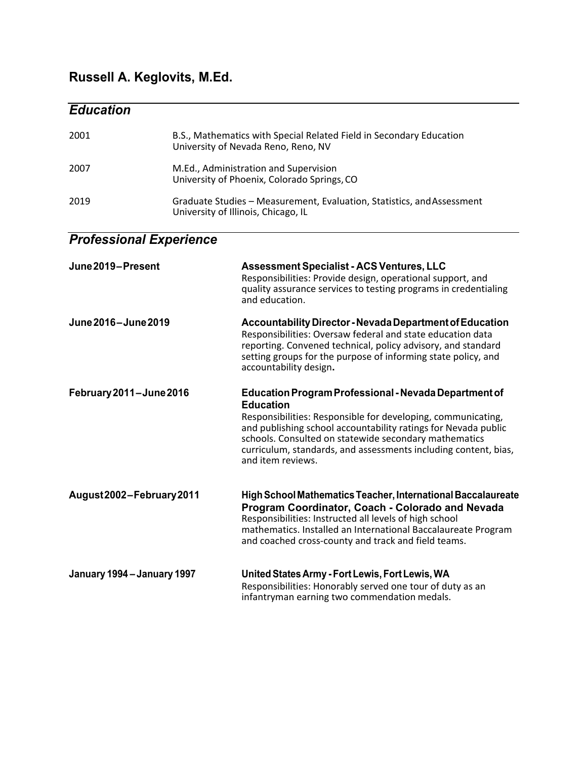# Russell A. Keglovits, M.Ed.

## *Education*

2001 — B.S., Mathematics with Special Related Field in Secondary Education
University of Nevada Reno, Reno, NV

2007 — M.Ed., Administration and Supervision
University of Phoenix, Colorado Springs, CO

2019 — Graduate Studies – Measurement, Evaluation, Statistics, and Assessment
University of Illinois, Chicago, IL

## *Professional Experience*

**June 2019–Present**

**Assessment Specialist - ACS Ventures, LLC**
Responsibilities: Provide design, operational support, and quality assurance services to testing programs in credentialing and education.

**June 2016–June 2019**

**Accountability Director - Nevada Department of Education**
Responsibilities: Oversaw federal and state education data reporting. Convened technical, policy advisory, and standard setting groups for the purpose of informing state policy, and accountability design**.**

**February 2011–June 2016**

**Education Program Professional - Nevada Department of Education**
Responsibilities: Responsible for developing, communicating, and publishing school accountability ratings for Nevada public schools. Consulted on statewide secondary mathematics curriculum, standards, and assessments including content, bias, and item reviews.

**August 2002–February 2011**

**High School Mathematics Teacher, International Baccalaureate Program Coordinator, Coach - Colorado and Nevada**
Responsibilities: Instructed all levels of high school mathematics. Installed an International Baccalaureate Program and coached cross-county and track and field teams.

**January 1994 – January 1997**

**United States Army - Fort Lewis, Fort Lewis, WA**
Responsibilities: Honorably served one tour of duty as an infantryman earning two commendation medals.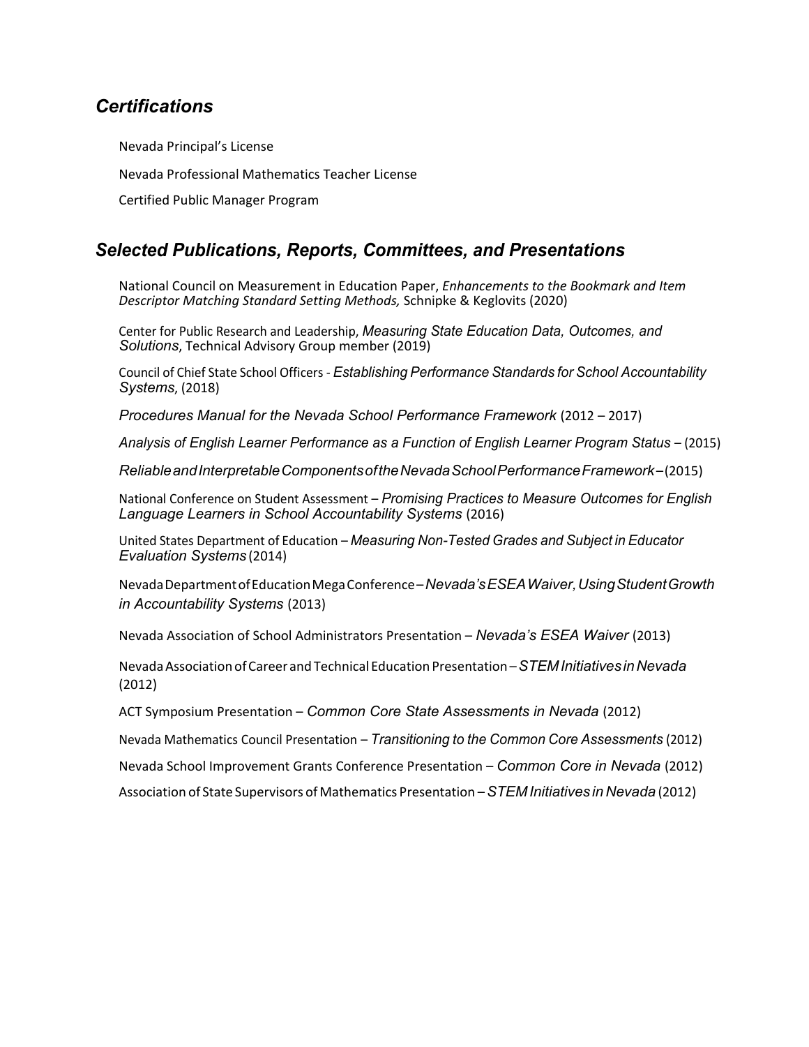## *Certifications*

Nevada Principal's License

Nevada Professional Mathematics Teacher License

Certified Public Manager Program

## *Selected Publications, Reports, Committees, and Presentations*

National Council on Measurement in Education Paper, *Enhancements to the Bookmark and Item Descriptor Matching Standard Setting Methods,* Schnipke & Keglovits (2020)

Center for Public Research and Leadership, *Measuring State Education Data, Outcomes, and Solutions*, Technical Advisory Group member (2019)

Council of Chief State School Officers - *Establishing Performance Standards for School Accountability Systems,* (2018)

*Procedures Manual for the Nevada School Performance Framework* (2012 – 2017)

*Analysis of English Learner Performance as a Function of English Learner Program Status* – (2015)

*Reliable and Interpretable Components of the Nevada School Performance Framework* – (2015)

National Conference on Student Assessment – *Promising Practices to Measure Outcomes for English Language Learners in School Accountability Systems* (2016)

United States Department of Education – *Measuring Non-Tested Grades and Subject in Educator Evaluation Systems* (2014)

Nevada Department of Education Mega Conference – *Nevada's ESEA Waiver, Using Student Growth in Accountability Systems* (2013)

Nevada Association of School Administrators Presentation – *Nevada's ESEA Waiver* (2013)

Nevada Association of Career and Technical Education Presentation – *STEM Initiatives in Nevada* (2012)

ACT Symposium Presentation – *Common Core State Assessments in Nevada* (2012)

Nevada Mathematics Council Presentation – *Transitioning to the Common Core Assessments* (2012)

Nevada School Improvement Grants Conference Presentation – *Common Core in Nevada* (2012)

Association of State Supervisors of Mathematics Presentation – *STEM Initiatives in Nevada* (2012)